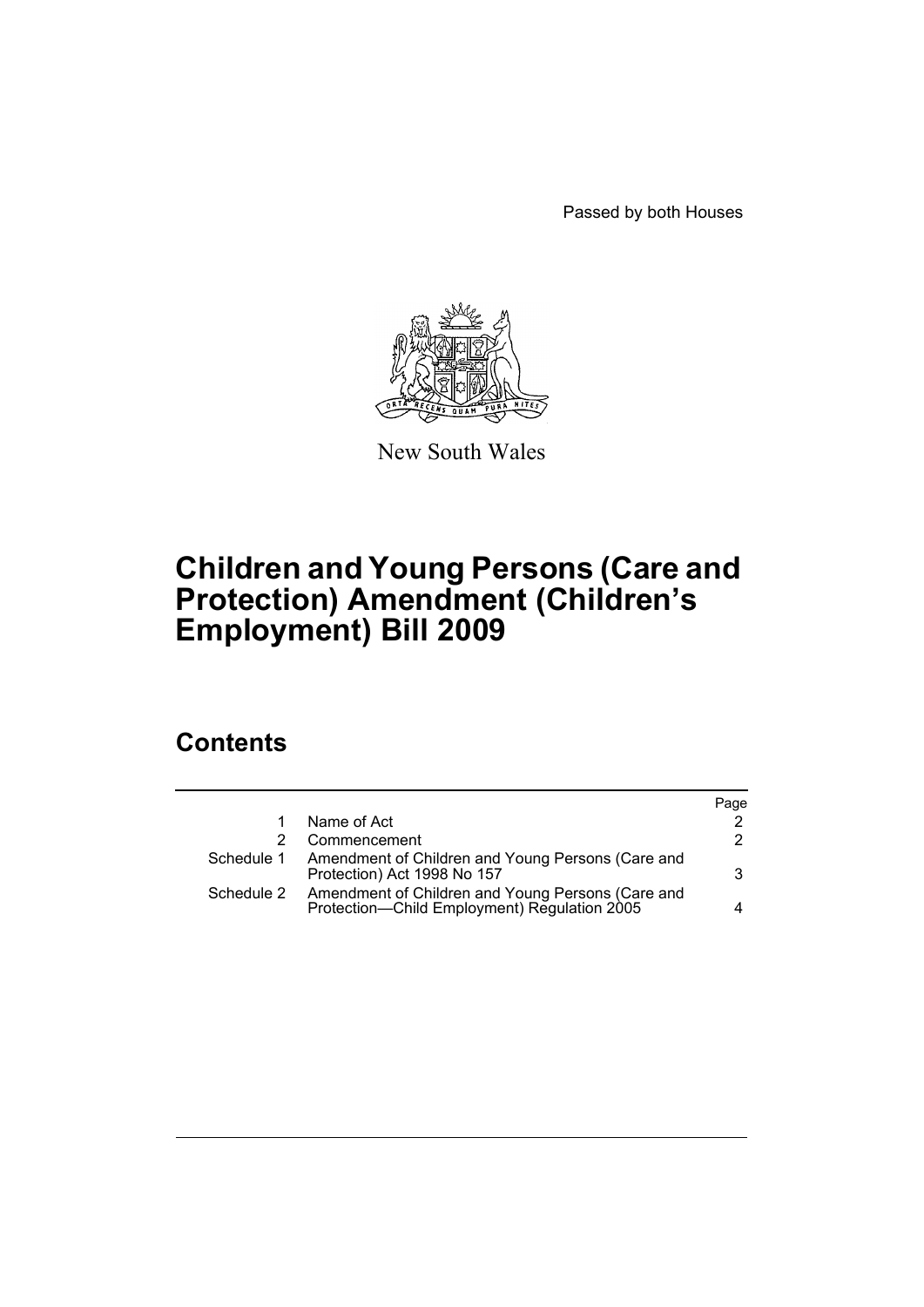Passed by both Houses

New South Wales

# Children and Young Persons (Care and Protection) Amendment (Children's Employment) Bill 2009

## Contents

| | | Page |
|---|---|---|
| 1 | Name of Act | 2 |
| 2 | Commencement | 2 |
| Schedule 1 | Amendment of Children and Young Persons (Care and Protection) Act 1998 No 157 | 3 |
| Schedule 2 | Amendment of Children and Young Persons (Care and Protection—Child Employment) Regulation 2005 | 4 |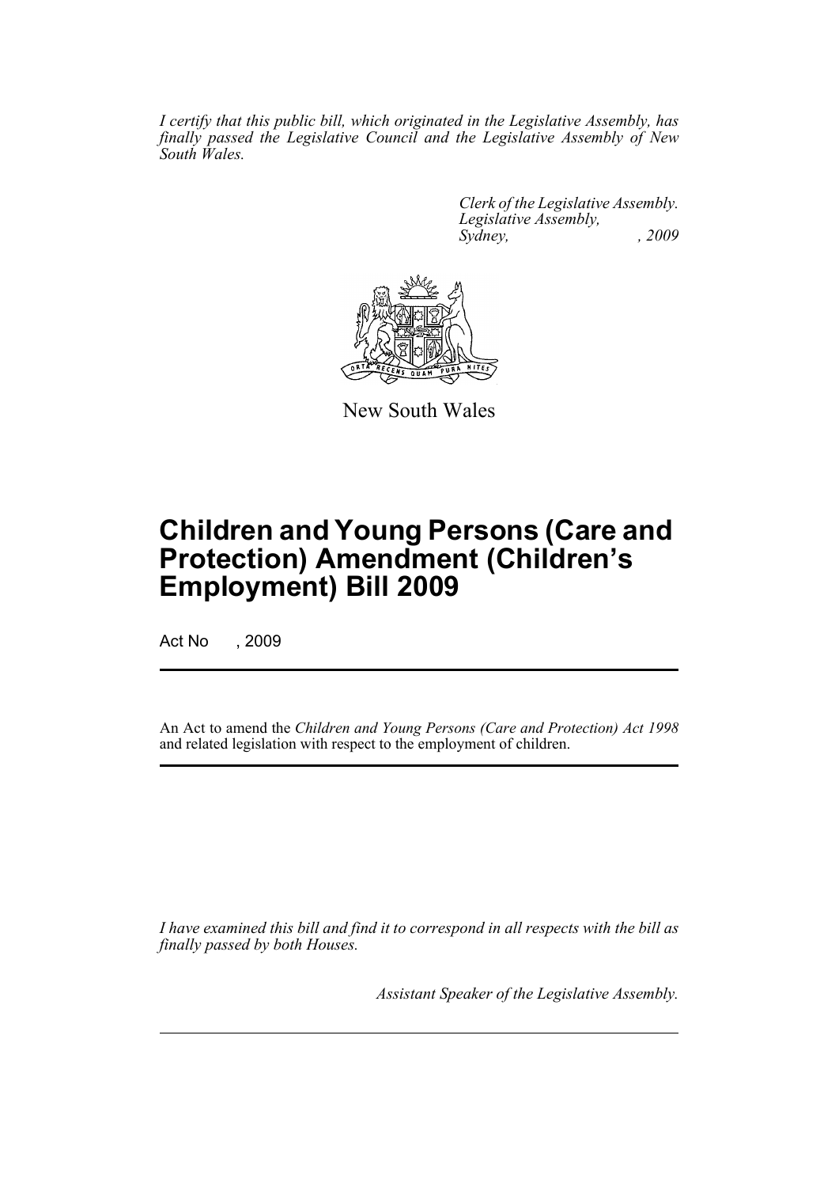*I certify that this public bill, which originated in the Legislative Assembly, has finally passed the Legislative Council and the Legislative Assembly of New South Wales.*

*Clerk of the Legislative Assembly.*
*Legislative Assembly,*
*Sydney, , 2009*

New South Wales

# Children and Young Persons (Care and Protection) Amendment (Children's Employment) Bill 2009

Act No , 2009

An Act to amend the *Children and Young Persons (Care and Protection) Act 1998* and related legislation with respect to the employment of children.

*I have examined this bill and find it to correspond in all respects with the bill as finally passed by both Houses.*

*Assistant Speaker of the Legislative Assembly.*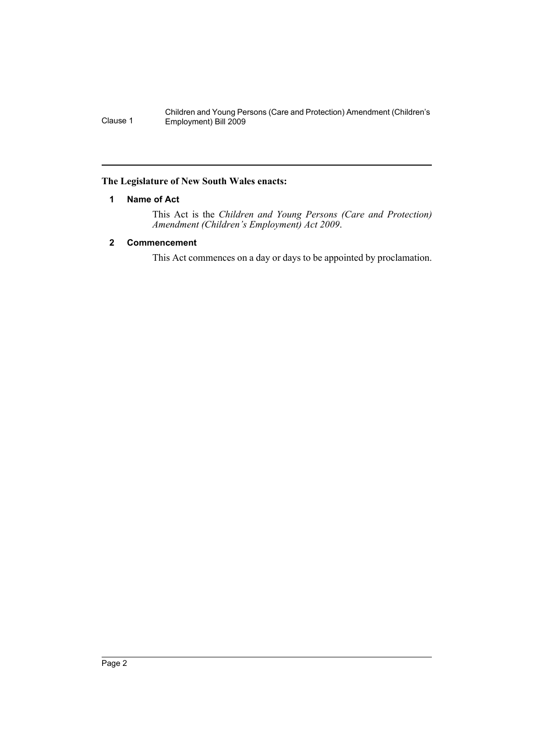**The Legislature of New South Wales enacts:**

## 1 Name of Act

This Act is the *Children and Young Persons (Care and Protection) Amendment (Children's Employment) Act 2009*.

## 2 Commencement

This Act commences on a day or days to be appointed by proclamation.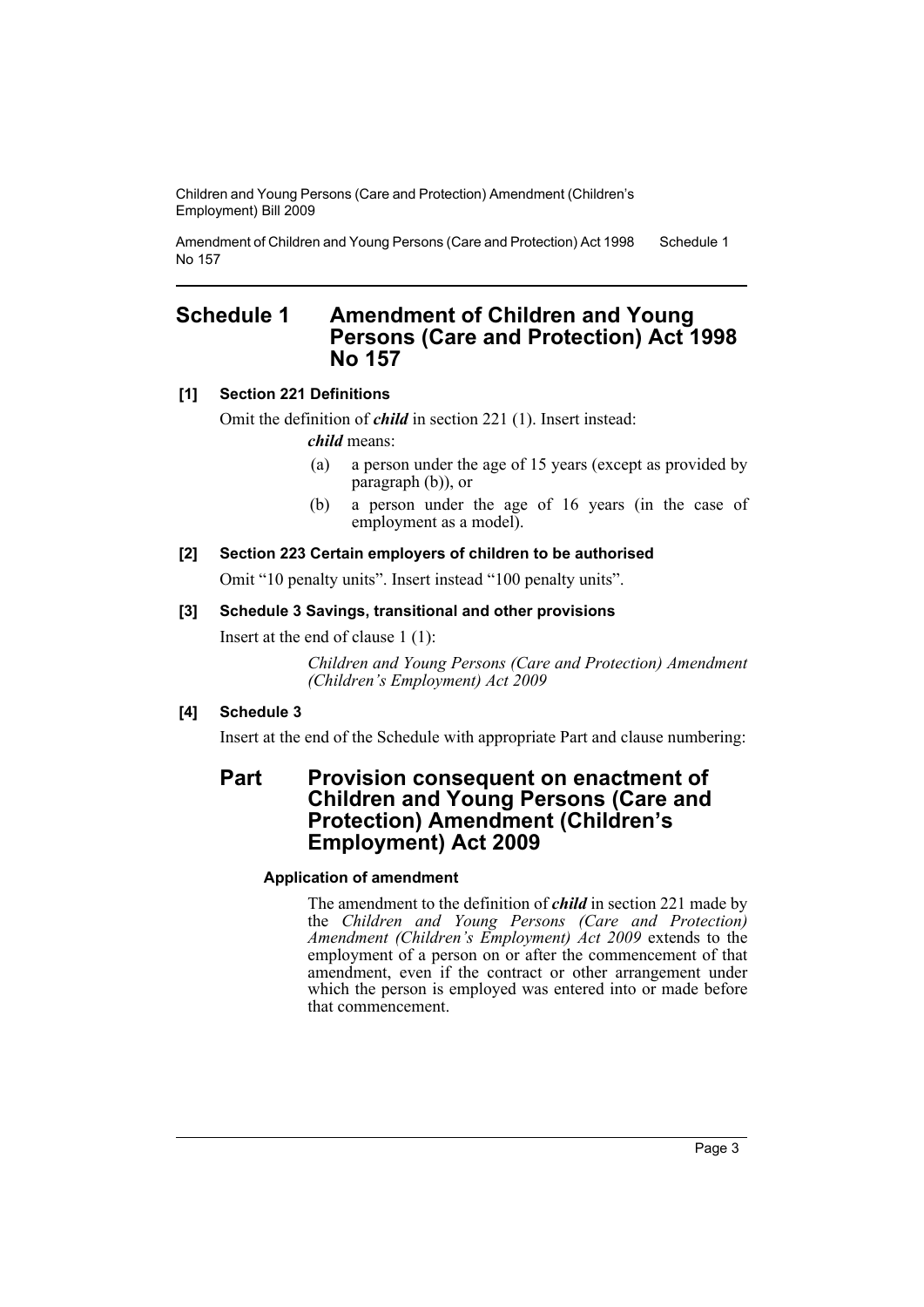# Schedule 1 Amendment of Children and Young Persons (Care and Protection) Act 1998 No 157

### [1] Section 221 Definitions

Omit the definition of ***child*** in section 221 (1). Insert instead:

***child*** means:

- (a) a person under the age of 15 years (except as provided by paragraph (b)), or
- (b) a person under the age of 16 years (in the case of employment as a model).

### [2] Section 223 Certain employers of children to be authorised

Omit "10 penalty units". Insert instead "100 penalty units".

### [3] Schedule 3 Savings, transitional and other provisions

Insert at the end of clause 1 (1):

*Children and Young Persons (Care and Protection) Amendment (Children's Employment) Act 2009*

### [4] Schedule 3

Insert at the end of the Schedule with appropriate Part and clause numbering:

## Part Provision consequent on enactment of Children and Young Persons (Care and Protection) Amendment (Children's Employment) Act 2009

#### Application of amendment

The amendment to the definition of ***child*** in section 221 made by the *Children and Young Persons (Care and Protection) Amendment (Children's Employment) Act 2009* extends to the employment of a person on or after the commencement of that amendment, even if the contract or other arrangement under which the person is employed was entered into or made before that commencement.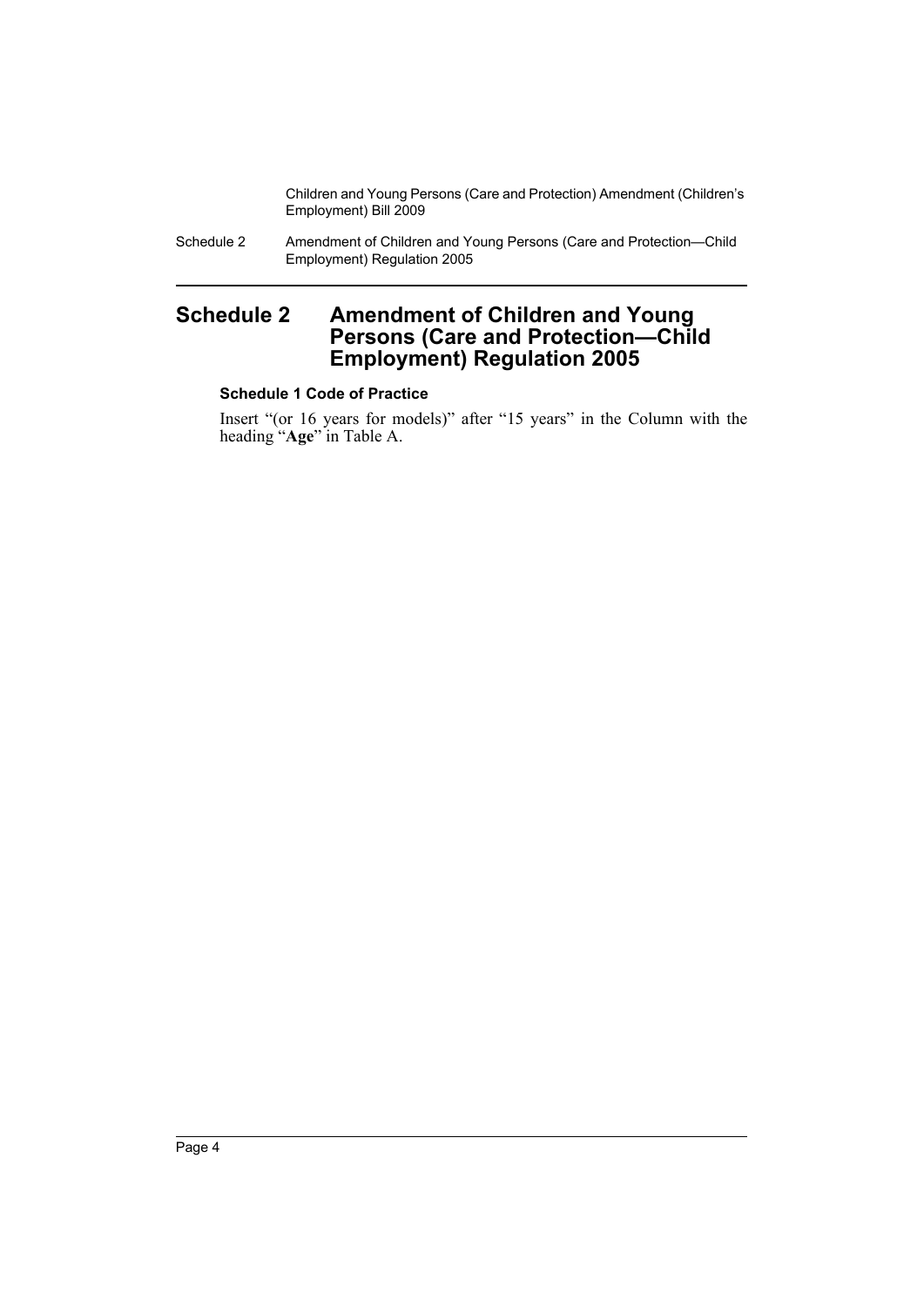# Schedule 2 Amendment of Children and Young Persons (Care and Protection—Child Employment) Regulation 2005

### Schedule 1 Code of Practice

Insert "(or 16 years for models)" after "15 years" in the Column with the heading "**Age**" in Table A.